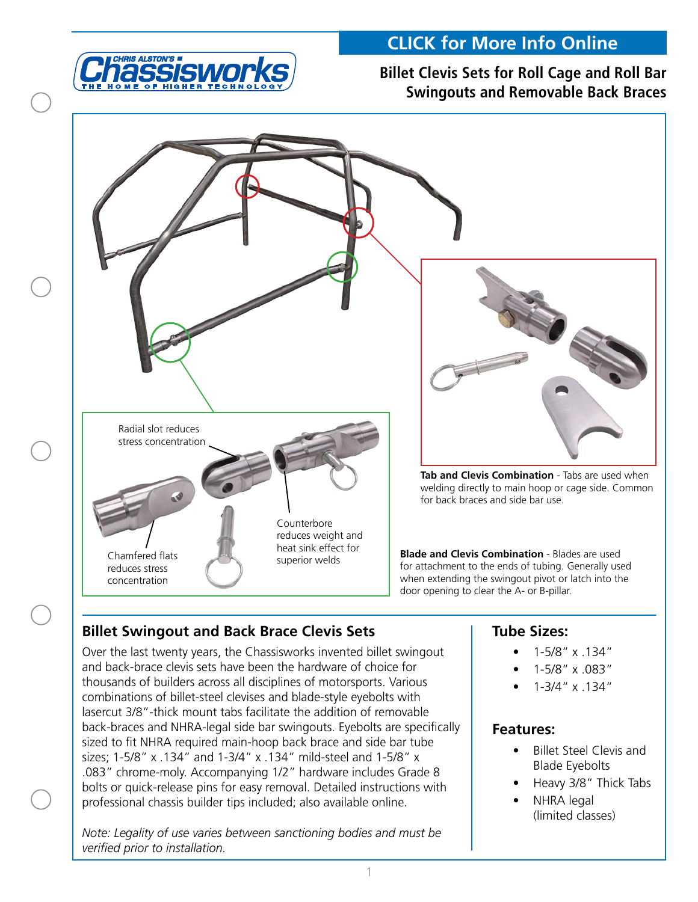CHRIS ALSTON'S Chassisworks
THE HOME OF HIGHER TECHNOLOGY

**CLICK for More Info Online**

## Billet Clevis Sets for Roll Cage and Roll Bar Swingouts and Removable Back Braces

Radial slot reduces stress concentration

Chamfered flats reduces stress concentration

Counterbore reduces weight and heat sink effect for superior welds

**Tab and Clevis Combination** - Tabs are used when welding directly to main hoop or cage side. Common for back braces and side bar use.

**Blade and Clevis Combination** - Blades are used for attachment to the ends of tubing. Generally used when extending the swingout pivot or latch into the door opening to clear the A- or B-pillar.

## Billet Swingout and Back Brace Clevis Sets

Over the last twenty years, the Chassisworks invented billet swingout and back-brace clevis sets have been the hardware of choice for thousands of builders across all disciplines of motorsports. Various combinations of billet-steel clevises and blade-style eyebolts with lasercut 3/8"-thick mount tabs facilitate the addition of removable back-braces and NHRA-legal side bar swingouts. Eyebolts are specifically sized to fit NHRA required main-hoop back brace and side bar tube sizes; 1-5/8" x .134" and 1-3/4" x .134" mild-steel and 1-5/8" x .083" chrome-moly. Accompanying 1/2" hardware includes Grade 8 bolts or quick-release pins for easy removal. Detailed instructions with professional chassis builder tips included; also available online.

*Note: Legality of use varies between sanctioning bodies and must be verified prior to installation.*

## Tube Sizes:

- 1-5/8" x .134"
- 1-5/8" x .083"
- 1-3/4" x .134"

## Features:

- Billet Steel Clevis and Blade Eyebolts
- Heavy 3/8" Thick Tabs
- NHRA legal (limited classes)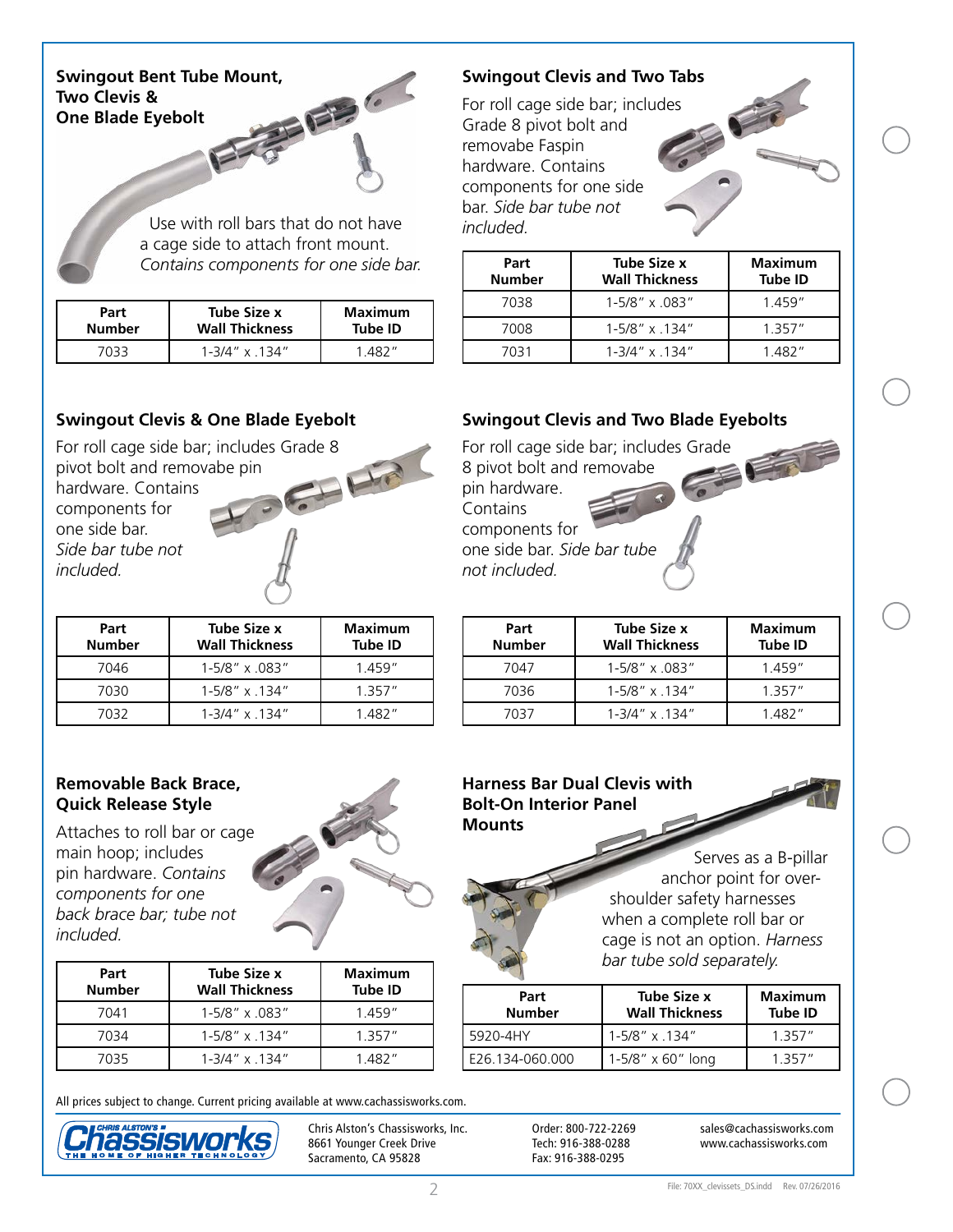## Swingout Bent Tube Mount, Two Clevis & One Blade Eyebolt

Use with roll bars that do not have a cage side to attach front mount. *Contains components for one side bar.*

| Part Number | Tube Size x Wall Thickness | Maximum Tube ID |
|---|---|---|
| 7033 | 1-3/4″ x .134″ | 1.482″ |

## Swingout Clevis and Two Tabs

For roll cage side bar; includes Grade 8 pivot bolt and removabe Faspin hardware. Contains components for one side bar. *Side bar tube not included.*

| Part Number | Tube Size x Wall Thickness | Maximum Tube ID |
|---|---|---|
| 7038 | 1-5/8″ x .083″ | 1.459″ |
| 7008 | 1-5/8″ x .134″ | 1.357″ |
| 7031 | 1-3/4″ x .134″ | 1.482″ |

## Swingout Clevis & One Blade Eyebolt

For roll cage side bar; includes Grade 8 pivot bolt and removable pin hardware. Contains components for one side bar. *Side bar tube not included.*

| Part Number | Tube Size x Wall Thickness | Maximum Tube ID |
|---|---|---|
| 7046 | 1-5/8″ x .083″ | 1.459″ |
| 7030 | 1-5/8″ x .134″ | 1.357″ |
| 7032 | 1-3/4″ x .134″ | 1.482″ |

## Swingout Clevis and Two Blade Eyebolts

For roll cage side bar; includes Grade 8 pivot bolt and removabe pin hardware. Contains components for one side bar. *Side bar tube not included.*

| Part Number | Tube Size x Wall Thickness | Maximum Tube ID |
|---|---|---|
| 7047 | 1-5/8″ x .083″ | 1.459″ |
| 7036 | 1-5/8″ x .134″ | 1.357″ |
| 7037 | 1-3/4″ x .134″ | 1.482″ |

## Removable Back Brace, Quick Release Style

Attaches to roll bar or cage main hoop; includes pin hardware. *Contains components for one back brace bar; tube not included.*

| Part Number | Tube Size x Wall Thickness | Maximum Tube ID |
|---|---|---|
| 7041 | 1-5/8″ x .083″ | 1.459″ |
| 7034 | 1-5/8″ x .134″ | 1.357″ |
| 7035 | 1-3/4″ x .134″ | 1.482″ |

## Harness Bar Dual Clevis with Bolt-On Interior Panel Mounts

Serves as a B-pillar anchor point for over-shoulder safety harnesses when a complete roll bar or cage is not an option. *Harness bar tube sold separately.*

| Part Number | Tube Size x Wall Thickness | Maximum Tube ID |
|---|---|---|
| 5920-4HY | 1-5/8″ x .134″ | 1.357″ |
| E26.134-060.000 | 1-5/8″ x 60″ long | 1.357″ |

All prices subject to change. Current pricing available at www.cachassisworks.com.

Chris Alston's Chassisworks — The Home of Higher Technology

Chris Alston's Chassisworks, Inc.
8661 Younger Creek Drive
Sacramento, CA 95828

Order: 800-722-2269
Tech: 916-388-0288
Fax: 916-388-0295

sales@cachassisworks.com
www.cachassisworks.com

File: 70XX_clevissets_DS.indd Rev. 07/26/2016